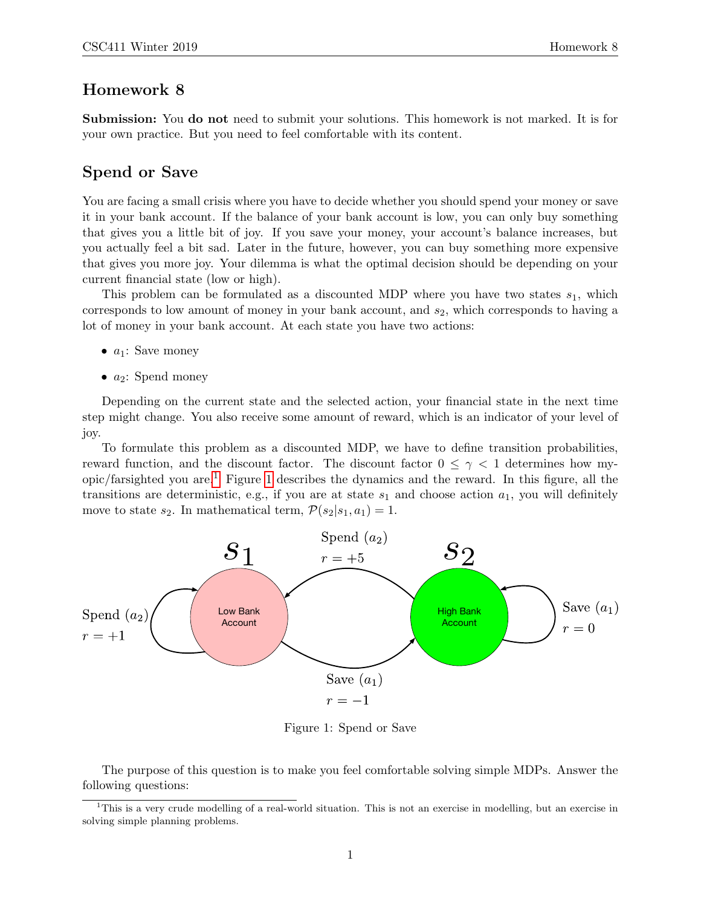## Homework 8

**Submission:** You **do not** need to submit your solutions. This homework is not marked. It is for your own practice. But you need to feel comfortable with its content.

## Spend or Save

You are facing a small crisis where you have to decide whether you should spend your money or save it in your bank account. If the balance of your bank account is low, you can only buy something that gives you a little bit of joy. If you save your money, your account's balance increases, but you actually feel a bit sad. Later in the future, however, you can buy something more expensive that gives you more joy. Your dilemma is what the optimal decision should be depending on your current financial state (low or high).

This problem can be formulated as a discounted MDP where you have two states $s_1$, which corresponds to low amount of money in your bank account, and $s_2$, which corresponds to having a lot of money in your bank account. At each state you have two actions:

- $a_1$: Save money
- $a_2$: Spend money

Depending on the current state and the selected action, your financial state in the next time step might change. You also receive some amount of reward, which is an indicator of your level of joy.

To formulate this problem as a discounted MDP, we have to define transition probabilities, reward function, and the discount factor. The discount factor $0 \leq \gamma < 1$ determines how myopic/farsighted you are.[1] Figure 1 describes the dynamics and the reward. In this figure, all the transitions are deterministic, e.g., if you are at state $s_1$ and choose action $a_1$, you will definitely move to state $s_2$. In mathematical term, $\mathcal{P}(s_2|s_1, a_1) = 1$.

Figure 1: Spend or Save

The purpose of this question is to make you feel comfortable solving simple MDPs. Answer the following questions:

[1] This is a very crude modelling of a real-world situation. This is not an exercise in modelling, but an exercise in solving simple planning problems.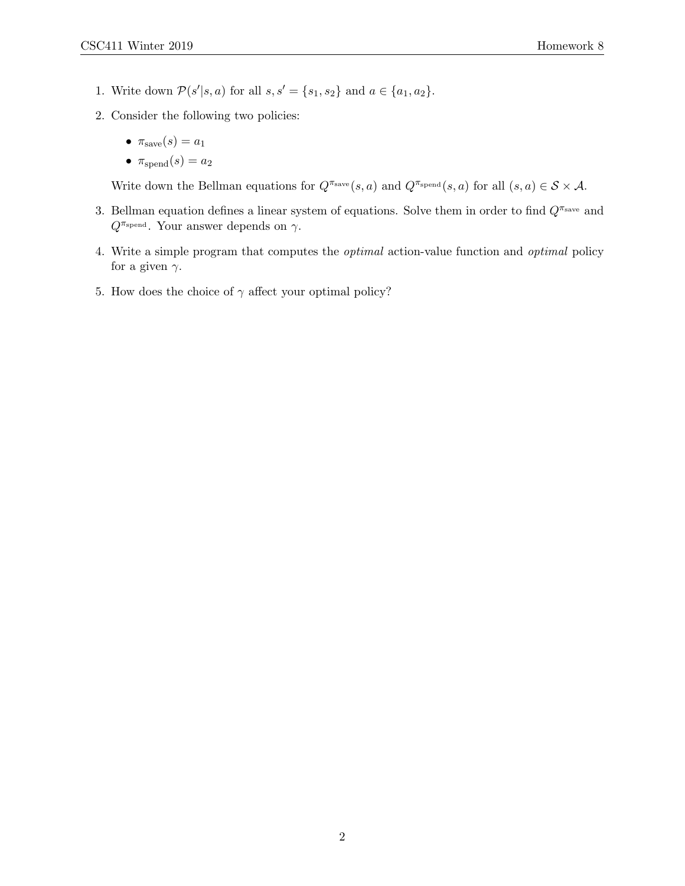1. Write down $\mathcal{P}(s'|s,a)$ for all $s, s' = \{s_1, s_2\}$ and $a \in \{a_1, a_2\}$.

2. Consider the following two policies:

   - $\pi_{\text{save}}(s) = a_1$
   - $\pi_{\text{spend}}(s) = a_2$

   Write down the Bellman equations for $Q^{\pi_{\text{save}}}(s,a)$ and $Q^{\pi_{\text{spend}}}(s,a)$ for all $(s,a) \in \mathcal{S} \times \mathcal{A}$.

3. Bellman equation defines a linear system of equations. Solve them in order to find $Q^{\pi_{\text{save}}}$ and $Q^{\pi_{\text{spend}}}$. Your answer depends on $\gamma$.

4. Write a simple program that computes the *optimal* action-value function and *optimal* policy for a given $\gamma$.

5. How does the choice of $\gamma$ affect your optimal policy?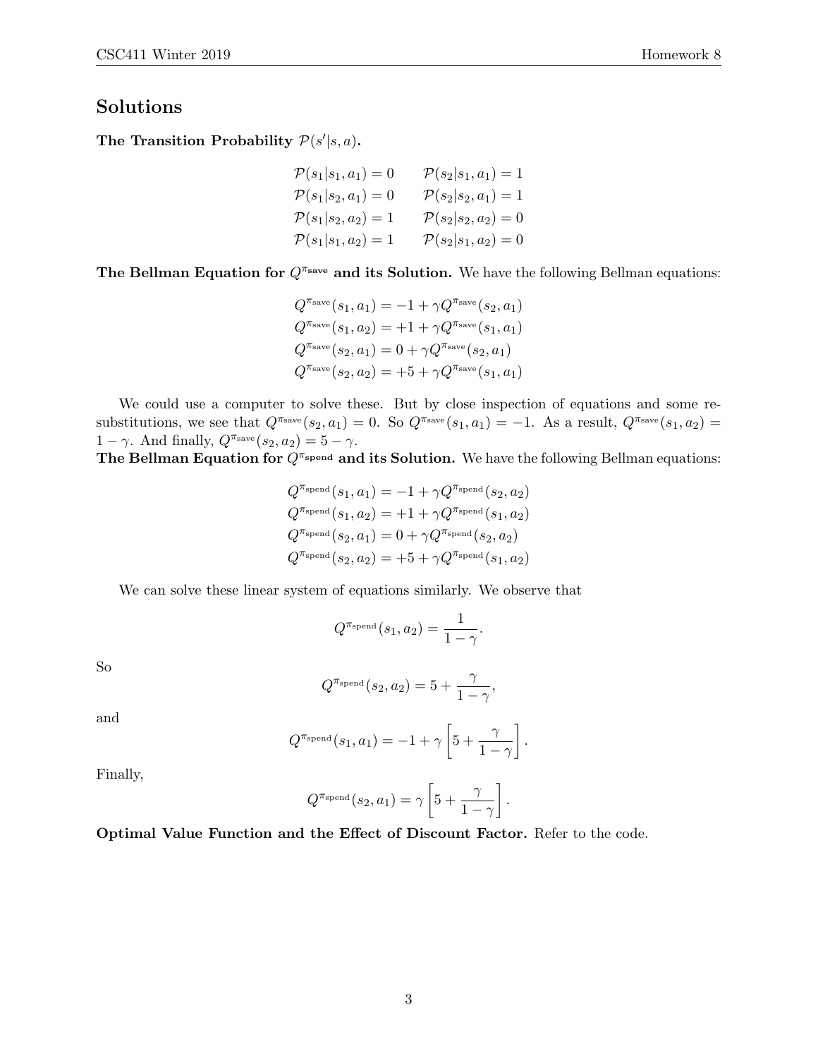## Solutions

**The Transition Probability $\mathcal{P}(s'|s, a)$.**

$$
\begin{aligned}
\mathcal{P}(s_1|s_1, a_1) &= 0 \qquad & \mathcal{P}(s_2|s_1, a_1) &= 1 \\
\mathcal{P}(s_1|s_2, a_1) &= 0 \qquad & \mathcal{P}(s_2|s_2, a_1) &= 1 \\
\mathcal{P}(s_1|s_2, a_2) &= 1 \qquad & \mathcal{P}(s_2|s_2, a_2) &= 0 \\
\mathcal{P}(s_1|s_1, a_2) &= 1 \qquad & \mathcal{P}(s_2|s_1, a_2) &= 0
\end{aligned}
$$

**The Bellman Equation for $Q^{\pi_{\text{save}}}$ and its Solution.** We have the following Bellman equations:

$$
\begin{aligned}
Q^{\pi_{\text{save}}}(s_1, a_1) &= -1 + \gamma Q^{\pi_{\text{save}}}(s_2, a_1) \\
Q^{\pi_{\text{save}}}(s_1, a_2) &= +1 + \gamma Q^{\pi_{\text{save}}}(s_1, a_1) \\
Q^{\pi_{\text{save}}}(s_2, a_1) &= 0 + \gamma Q^{\pi_{\text{save}}}(s_2, a_1) \\
Q^{\pi_{\text{save}}}(s_2, a_2) &= +5 + \gamma Q^{\pi_{\text{save}}}(s_1, a_1)
\end{aligned}
$$

We could use a computer to solve these. But by close inspection of equations and some re-substitutions, we see that $Q^{\pi_{\text{save}}}(s_2, a_1) = 0$. So $Q^{\pi_{\text{save}}}(s_1, a_1) = -1$. As a result, $Q^{\pi_{\text{save}}}(s_1, a_2) = 1 - \gamma$. And finally, $Q^{\pi_{\text{save}}}(s_2, a_2) = 5 - \gamma$.

**The Bellman Equation for $Q^{\pi_{\text{spend}}}$ and its Solution.** We have the following Bellman equations:

$$
\begin{aligned}
Q^{\pi_{\text{spend}}}(s_1, a_1) &= -1 + \gamma Q^{\pi_{\text{spend}}}(s_2, a_2) \\
Q^{\pi_{\text{spend}}}(s_1, a_2) &= +1 + \gamma Q^{\pi_{\text{spend}}}(s_1, a_2) \\
Q^{\pi_{\text{spend}}}(s_2, a_1) &= 0 + \gamma Q^{\pi_{\text{spend}}}(s_2, a_2) \\
Q^{\pi_{\text{spend}}}(s_2, a_2) &= +5 + \gamma Q^{\pi_{\text{spend}}}(s_1, a_2)
\end{aligned}
$$

We can solve these linear system of equations similarly. We observe that

$$
Q^{\pi_{\text{spend}}}(s_1, a_2) = \frac{1}{1 - \gamma}.
$$

So

$$
Q^{\pi_{\text{spend}}}(s_2, a_2) = 5 + \frac{\gamma}{1 - \gamma},
$$

and

$$
Q^{\pi_{\text{spend}}}(s_1, a_1) = -1 + \gamma \left[ 5 + \frac{\gamma}{1 - \gamma} \right].
$$

Finally,

$$
Q^{\pi_{\text{spend}}}(s_2, a_1) = \gamma \left[ 5 + \frac{\gamma}{1 - \gamma} \right].
$$

**Optimal Value Function and the Effect of Discount Factor.** Refer to the code.